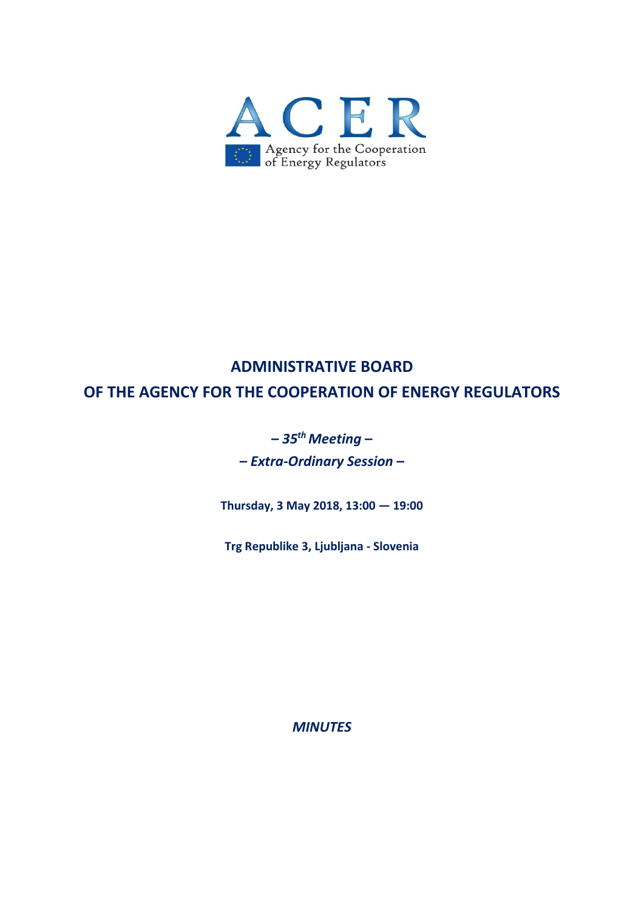ACER

Agency for the Cooperation of Energy Regulators

# ADMINISTRATIVE BOARD OF THE AGENCY FOR THE COOPERATION OF ENERGY REGULATORS

***– 35th Meeting –***

***– Extra-Ordinary Session –***

**Thursday, 3 May 2018, 13:00 — 19:00**

**Trg Republike 3, Ljubljana - Slovenia**

***MINUTES***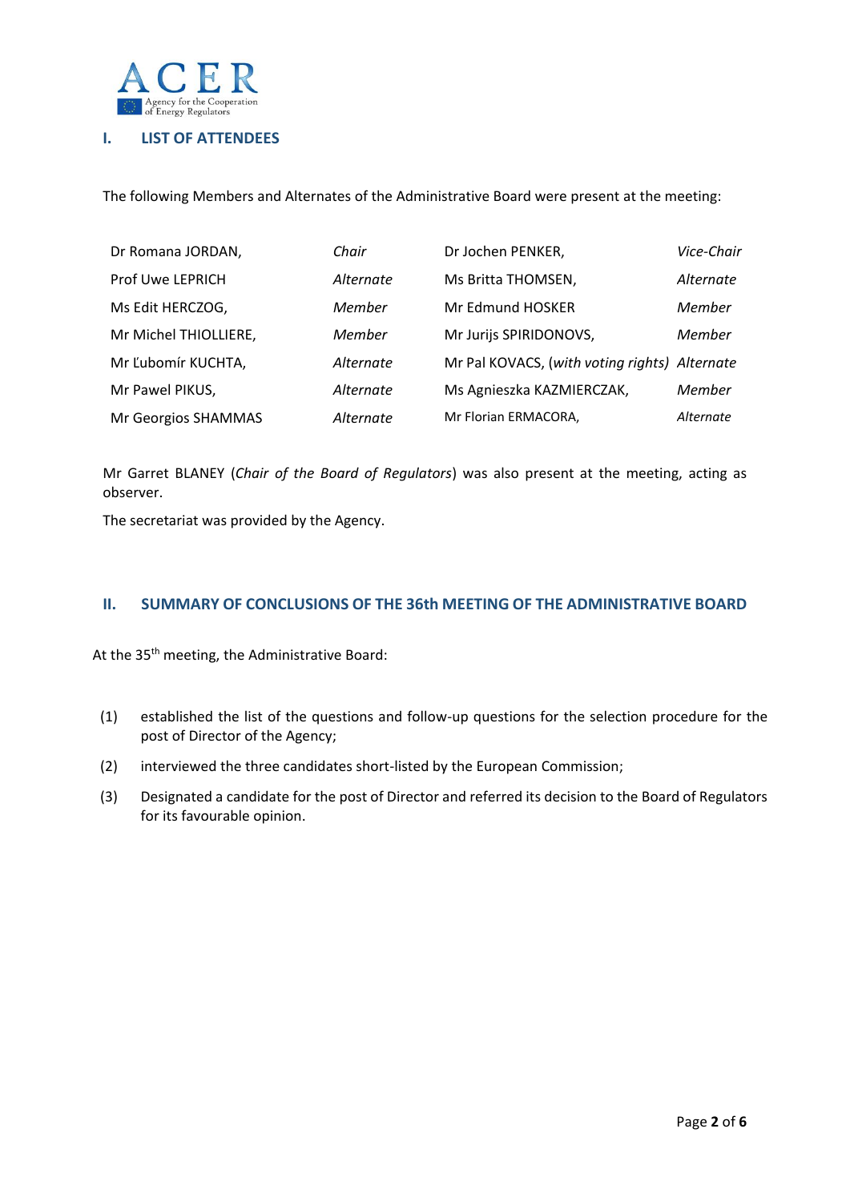## I. LIST OF ATTENDEES

The following Members and Alternates of the Administrative Board were present at the meeting:

| | | | |
|---|---|---|---|
| Dr Romana JORDAN, | *Chair* | Dr Jochen PENKER, | *Vice-Chair* |
| Prof Uwe LEPRICH | *Alternate* | Ms Britta THOMSEN, | *Alternate* |
| Ms Edit HERCZOG, | *Member* | Mr Edmund HOSKER | *Member* |
| Mr Michel THIOLLIERE, | *Member* | Mr Jurijs SPIRIDONOVS, | *Member* |
| Mr Ľubomír KUCHTA, | *Alternate* | Mr Pal KOVACS, (*with voting rights*) | *Alternate* |
| Mr Pawel PIKUS, | *Alternate* | Ms Agnieszka KAZMIERCZAK, | *Member* |
| Mr Georgios SHAMMAS | *Alternate* | Mr Florian ERMACORA, | *Alternate* |

Mr Garret BLANEY (*Chair of the Board of Regulators*) was also present at the meeting, acting as observer.

The secretariat was provided by the Agency.

## II. SUMMARY OF CONCLUSIONS OF THE 36th MEETING OF THE ADMINISTRATIVE BOARD

At the 35th meeting, the Administrative Board:

(1) established the list of the questions and follow-up questions for the selection procedure for the post of Director of the Agency;

(2) interviewed the three candidates short-listed by the European Commission;

(3) Designated a candidate for the post of Director and referred its decision to the Board of Regulators for its favourable opinion.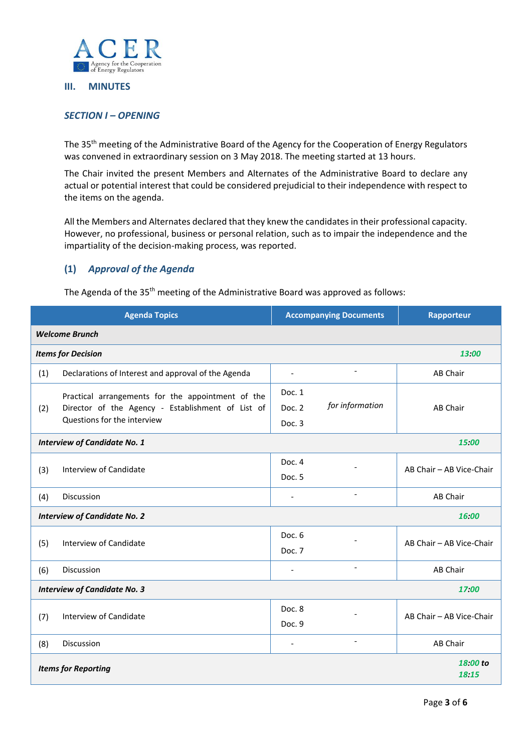## III. MINUTES

### *SECTION I – OPENING*

The 35th meeting of the Administrative Board of the Agency for the Cooperation of Energy Regulators was convened in extraordinary session on 3 May 2018. The meeting started at 13 hours.

The Chair invited the present Members and Alternates of the Administrative Board to declare any actual or potential interest that could be considered prejudicial to their independence with respect to the items on the agenda.

All the Members and Alternates declared that they knew the candidates in their professional capacity. However, no professional, business or personal relation, such as to impair the independence and the impartiality of the decision-making process, was reported.

### (1) *Approval of the Agenda*

The Agenda of the 35th meeting of the Administrative Board was approved as follows:

| Agenda Topics | | Accompanying Documents | | Rapporteur |
|---|---|---|---|---|
| ***Welcome Brunch*** | | | | |
| ***Items for Decision*** | | | | ***13:00*** |
| (1) | Declarations of Interest and approval of the Agenda | - | - | AB Chair |
| (2) | Practical arrangements for the appointment of the Director of the Agency - Establishment of List of Questions for the interview | Doc. 1<br>Doc. 2<br>Doc. 3 | *for information* | AB Chair |
| ***Interview of Candidate No. 1*** | | | | ***15:00*** |
| (3) | Interview of Candidate | Doc. 4<br>Doc. 5 | - | AB Chair – AB Vice-Chair |
| (4) | Discussion | - | - | AB Chair |
| ***Interview of Candidate No. 2*** | | | | ***16:00*** |
| (5) | Interview of Candidate | Doc. 6<br>Doc. 7 | - | AB Chair – AB Vice-Chair |
| (6) | Discussion | - | - | AB Chair |
| ***Interview of Candidate No. 3*** | | | | ***17:00*** |
| (7) | Interview of Candidate | Doc. 8<br>Doc. 9 | - | AB Chair – AB Vice-Chair |
| (8) | Discussion | - | - | AB Chair |
| ***Items for Reporting*** | | | | ***18:00 to 18:15*** |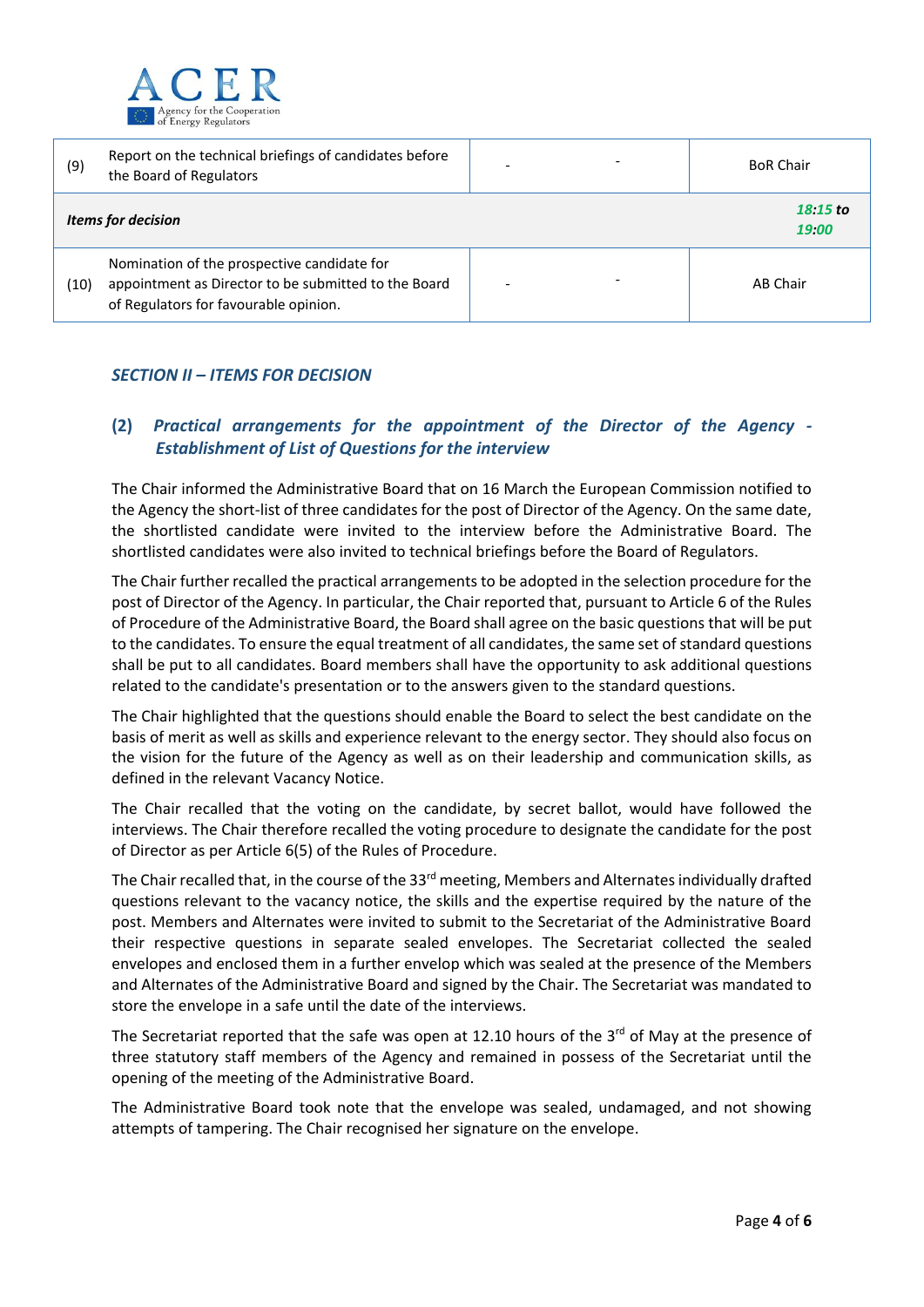| (9) | Report on the technical briefings of candidates before the Board of Regulators | - | - | BoR Chair |
|---|---|---|---|---|
| ***Items for decision*** | | | | ***18:15 to 19:00*** |
| (10) | Nomination of the prospective candidate for appointment as Director to be submitted to the Board of Regulators for favourable opinion. | - | - | AB Chair |

## *SECTION II – ITEMS FOR DECISION*

### (2) *Practical arrangements for the appointment of the Director of the Agency - Establishment of List of Questions for the interview*

The Chair informed the Administrative Board that on 16 March the European Commission notified to the Agency the short-list of three candidates for the post of Director of the Agency. On the same date, the shortlisted candidate were invited to the interview before the Administrative Board. The shortlisted candidates were also invited to technical briefings before the Board of Regulators.

The Chair further recalled the practical arrangements to be adopted in the selection procedure for the post of Director of the Agency. In particular, the Chair reported that, pursuant to Article 6 of the Rules of Procedure of the Administrative Board, the Board shall agree on the basic questions that will be put to the candidates. To ensure the equal treatment of all candidates, the same set of standard questions shall be put to all candidates. Board members shall have the opportunity to ask additional questions related to the candidate's presentation or to the answers given to the standard questions.

The Chair highlighted that the questions should enable the Board to select the best candidate on the basis of merit as well as skills and experience relevant to the energy sector. They should also focus on the vision for the future of the Agency as well as on their leadership and communication skills, as defined in the relevant Vacancy Notice.

The Chair recalled that the voting on the candidate, by secret ballot, would have followed the interviews. The Chair therefore recalled the voting procedure to designate the candidate for the post of Director as per Article 6(5) of the Rules of Procedure.

The Chair recalled that, in the course of the 33rd meeting, Members and Alternates individually drafted questions relevant to the vacancy notice, the skills and the expertise required by the nature of the post. Members and Alternates were invited to submit to the Secretariat of the Administrative Board their respective questions in separate sealed envelopes. The Secretariat collected the sealed envelopes and enclosed them in a further envelop which was sealed at the presence of the Members and Alternates of the Administrative Board and signed by the Chair. The Secretariat was mandated to store the envelope in a safe until the date of the interviews.

The Secretariat reported that the safe was open at 12.10 hours of the 3rd of May at the presence of three statutory staff members of the Agency and remained in possess of the Secretariat until the opening of the meeting of the Administrative Board.

The Administrative Board took note that the envelope was sealed, undamaged, and not showing attempts of tampering. The Chair recognised her signature on the envelope.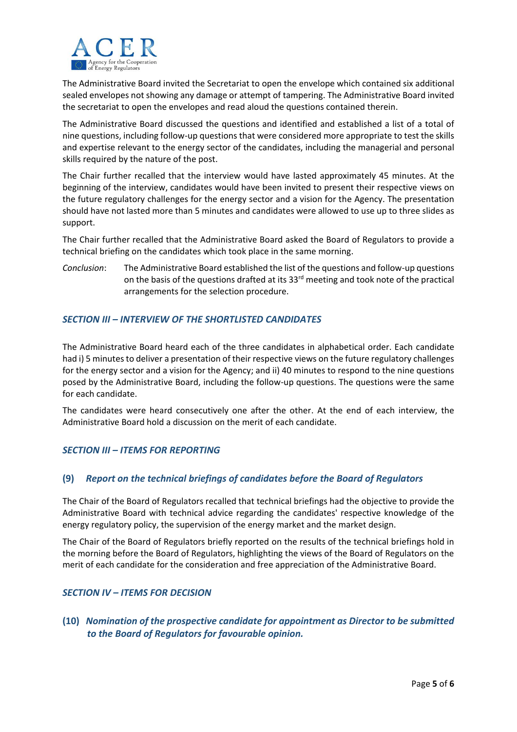The Administrative Board invited the Secretariat to open the envelope which contained six additional sealed envelopes not showing any damage or attempt of tampering. The Administrative Board invited the secretariat to open the envelopes and read aloud the questions contained therein.

The Administrative Board discussed the questions and identified and established a list of a total of nine questions, including follow-up questions that were considered more appropriate to test the skills and expertise relevant to the energy sector of the candidates, including the managerial and personal skills required by the nature of the post.

The Chair further recalled that the interview would have lasted approximately 45 minutes. At the beginning of the interview, candidates would have been invited to present their respective views on the future regulatory challenges for the energy sector and a vision for the Agency. The presentation should have not lasted more than 5 minutes and candidates were allowed to use up to three slides as support.

The Chair further recalled that the Administrative Board asked the Board of Regulators to provide a technical briefing on the candidates which took place in the same morning.

*Conclusion*: The Administrative Board established the list of the questions and follow-up questions on the basis of the questions drafted at its 33rd meeting and took note of the practical arrangements for the selection procedure.

### *SECTION III – INTERVIEW OF THE SHORTLISTED CANDIDATES*

The Administrative Board heard each of the three candidates in alphabetical order. Each candidate had i) 5 minutes to deliver a presentation of their respective views on the future regulatory challenges for the energy sector and a vision for the Agency; and ii) 40 minutes to respond to the nine questions posed by the Administrative Board, including the follow-up questions. The questions were the same for each candidate.

The candidates were heard consecutively one after the other. At the end of each interview, the Administrative Board hold a discussion on the merit of each candidate.

### *SECTION III – ITEMS FOR REPORTING*

#### (9) *Report on the technical briefings of candidates before the Board of Regulators*

The Chair of the Board of Regulators recalled that technical briefings had the objective to provide the Administrative Board with technical advice regarding the candidates' respective knowledge of the energy regulatory policy, the supervision of the energy market and the market design.

The Chair of the Board of Regulators briefly reported on the results of the technical briefings hold in the morning before the Board of Regulators, highlighting the views of the Board of Regulators on the merit of each candidate for the consideration and free appreciation of the Administrative Board.

### *SECTION IV – ITEMS FOR DECISION*

#### (10) *Nomination of the prospective candidate for appointment as Director to be submitted to the Board of Regulators for favourable opinion.*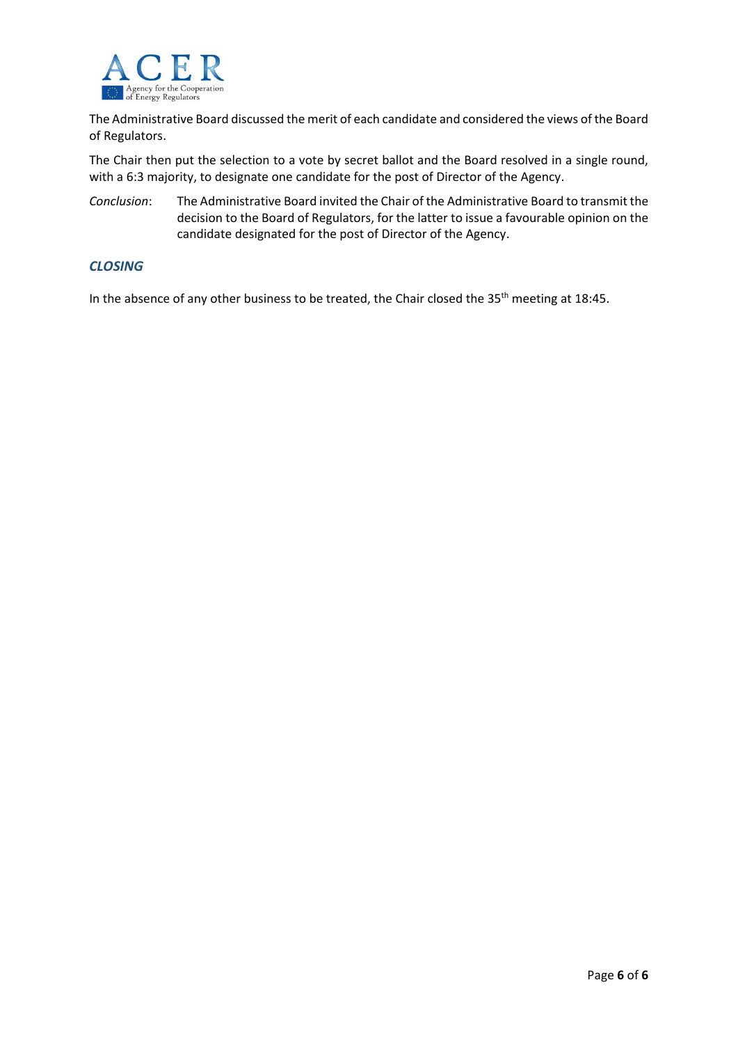The Administrative Board discussed the merit of each candidate and considered the views of the Board of Regulators.

The Chair then put the selection to a vote by secret ballot and the Board resolved in a single round, with a 6:3 majority, to designate one candidate for the post of Director of the Agency.

*Conclusion*: The Administrative Board invited the Chair of the Administrative Board to transmit the decision to the Board of Regulators, for the latter to issue a favourable opinion on the candidate designated for the post of Director of the Agency.

### *CLOSING*

In the absence of any other business to be treated, the Chair closed the 35th meeting at 18:45.